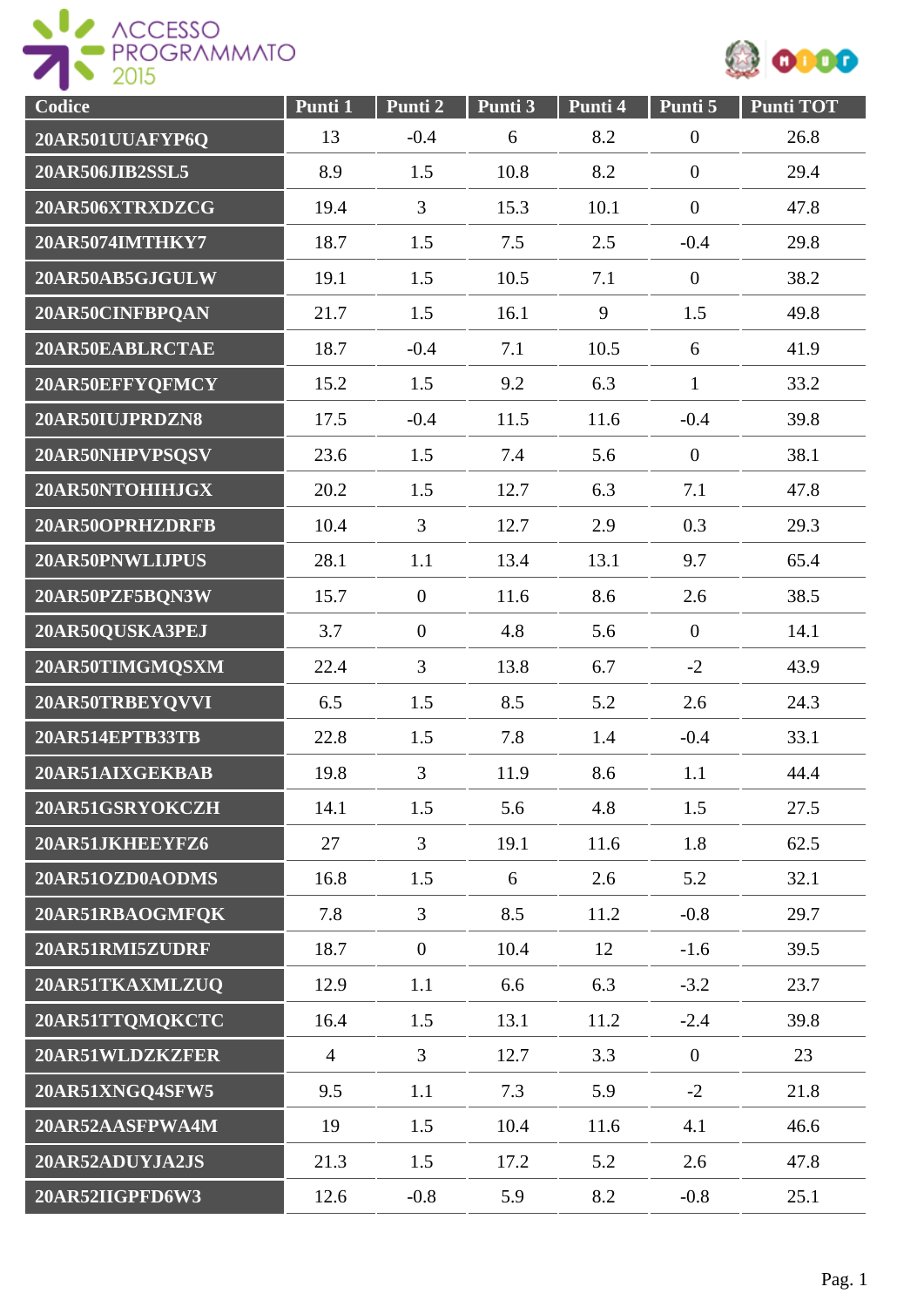ACCESSO PROGRAMMATO 2015

| Codice | Punti 1 | Punti 2 | Punti 3 | Punti 4 | Punti 5 | Punti TOT |
|---|---|---|---|---|---|---|
| 20AR501UUAFYP6Q | 13 | -0.4 | 6 | 8.2 | 0 | 26.8 |
| 20AR506JIB2SSL5 | 8.9 | 1.5 | 10.8 | 8.2 | 0 | 29.4 |
| 20AR506XTRXDZCG | 19.4 | 3 | 15.3 | 10.1 | 0 | 47.8 |
| 20AR5074IMTHKY7 | 18.7 | 1.5 | 7.5 | 2.5 | -0.4 | 29.8 |
| 20AR50AB5GJGULW | 19.1 | 1.5 | 10.5 | 7.1 | 0 | 38.2 |
| 20AR50CINFBPQAN | 21.7 | 1.5 | 16.1 | 9 | 1.5 | 49.8 |
| 20AR50EABLRCTAE | 18.7 | -0.4 | 7.1 | 10.5 | 6 | 41.9 |
| 20AR50EFFYQFMCY | 15.2 | 1.5 | 9.2 | 6.3 | 1 | 33.2 |
| 20AR50IUJPRDZN8 | 17.5 | -0.4 | 11.5 | 11.6 | -0.4 | 39.8 |
| 20AR50NHPVPSQSV | 23.6 | 1.5 | 7.4 | 5.6 | 0 | 38.1 |
| 20AR50NTOHIHJGX | 20.2 | 1.5 | 12.7 | 6.3 | 7.1 | 47.8 |
| 20AR50OPRHZDRFB | 10.4 | 3 | 12.7 | 2.9 | 0.3 | 29.3 |
| 20AR50PNWLIJPUS | 28.1 | 1.1 | 13.4 | 13.1 | 9.7 | 65.4 |
| 20AR50PZF5BQN3W | 15.7 | 0 | 11.6 | 8.6 | 2.6 | 38.5 |
| 20AR50QUSKA3PEJ | 3.7 | 0 | 4.8 | 5.6 | 0 | 14.1 |
| 20AR50TIMGMQSXM | 22.4 | 3 | 13.8 | 6.7 | -2 | 43.9 |
| 20AR50TRBEYQVVI | 6.5 | 1.5 | 8.5 | 5.2 | 2.6 | 24.3 |
| 20AR514EPTB33TB | 22.8 | 1.5 | 7.8 | 1.4 | -0.4 | 33.1 |
| 20AR51AIXGEKBAB | 19.8 | 3 | 11.9 | 8.6 | 1.1 | 44.4 |
| 20AR51GSRYOKCZH | 14.1 | 1.5 | 5.6 | 4.8 | 1.5 | 27.5 |
| 20AR51JKHEEYFZ6 | 27 | 3 | 19.1 | 11.6 | 1.8 | 62.5 |
| 20AR51OZD0AODMS | 16.8 | 1.5 | 6 | 2.6 | 5.2 | 32.1 |
| 20AR51RBAOGMFQK | 7.8 | 3 | 8.5 | 11.2 | -0.8 | 29.7 |
| 20AR51RMI5ZUDRF | 18.7 | 0 | 10.4 | 12 | -1.6 | 39.5 |
| 20AR51TKAXMLZUQ | 12.9 | 1.1 | 6.6 | 6.3 | -3.2 | 23.7 |
| 20AR51TTQMQKCTC | 16.4 | 1.5 | 13.1 | 11.2 | -2.4 | 39.8 |
| 20AR51WLDZKZFER | 4 | 3 | 12.7 | 3.3 | 0 | 23 |
| 20AR51XNGQ4SFW5 | 9.5 | 1.1 | 7.3 | 5.9 | -2 | 21.8 |
| 20AR52AASFPWA4M | 19 | 1.5 | 10.4 | 11.6 | 4.1 | 46.6 |
| 20AR52ADUYJA2JS | 21.3 | 1.5 | 17.2 | 5.2 | 2.6 | 47.8 |
| 20AR52IIGPFD6W3 | 12.6 | -0.8 | 5.9 | 8.2 | -0.8 | 25.1 |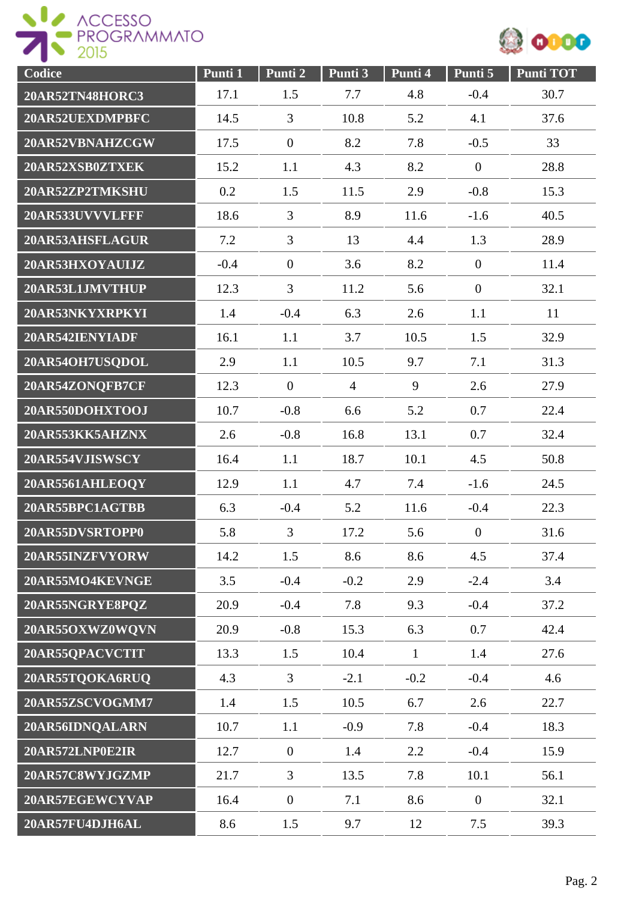| Codice | Punti 1 | Punti 2 | Punti 3 | Punti 4 | Punti 5 | Punti TOT |
|---|---|---|---|---|---|---|
| 20AR52TN48HORC3 | 17.1 | 1.5 | 7.7 | 4.8 | -0.4 | 30.7 |
| 20AR52UEXDMPBFC | 14.5 | 3 | 10.8 | 5.2 | 4.1 | 37.6 |
| 20AR52VBNAHZCGW | 17.5 | 0 | 8.2 | 7.8 | -0.5 | 33 |
| 20AR52XSB0ZTXEK | 15.2 | 1.1 | 4.3 | 8.2 | 0 | 28.8 |
| 20AR52ZP2TMKSHU | 0.2 | 1.5 | 11.5 | 2.9 | -0.8 | 15.3 |
| 20AR533UVVVLFFF | 18.6 | 3 | 8.9 | 11.6 | -1.6 | 40.5 |
| 20AR53AHSFLAGUR | 7.2 | 3 | 13 | 4.4 | 1.3 | 28.9 |
| 20AR53HXOYAUIJZ | -0.4 | 0 | 3.6 | 8.2 | 0 | 11.4 |
| 20AR53L1JMVTHUP | 12.3 | 3 | 11.2 | 5.6 | 0 | 32.1 |
| 20AR53NKYXRPKYI | 1.4 | -0.4 | 6.3 | 2.6 | 1.1 | 11 |
| 20AR542IENYIADF | 16.1 | 1.1 | 3.7 | 10.5 | 1.5 | 32.9 |
| 20AR54OH7USQDOL | 2.9 | 1.1 | 10.5 | 9.7 | 7.1 | 31.3 |
| 20AR54ZONQFB7CF | 12.3 | 0 | 4 | 9 | 2.6 | 27.9 |
| 20AR550DOHXTOOJ | 10.7 | -0.8 | 6.6 | 5.2 | 0.7 | 22.4 |
| 20AR553KK5AHZNX | 2.6 | -0.8 | 16.8 | 13.1 | 0.7 | 32.4 |
| 20AR554VJISWSCY | 16.4 | 1.1 | 18.7 | 10.1 | 4.5 | 50.8 |
| 20AR5561AHLEOQY | 12.9 | 1.1 | 4.7 | 7.4 | -1.6 | 24.5 |
| 20AR55BPC1AGTBB | 6.3 | -0.4 | 5.2 | 11.6 | -0.4 | 22.3 |
| 20AR55DVSRTOPP0 | 5.8 | 3 | 17.2 | 5.6 | 0 | 31.6 |
| 20AR55INZFVYORW | 14.2 | 1.5 | 8.6 | 8.6 | 4.5 | 37.4 |
| 20AR55MO4KEVNGE | 3.5 | -0.4 | -0.2 | 2.9 | -2.4 | 3.4 |
| 20AR55NGRYE8PQZ | 20.9 | -0.4 | 7.8 | 9.3 | -0.4 | 37.2 |
| 20AR55OXWZ0WQVN | 20.9 | -0.8 | 15.3 | 6.3 | 0.7 | 42.4 |
| 20AR55QPACVCTIT | 13.3 | 1.5 | 10.4 | 1 | 1.4 | 27.6 |
| 20AR55TQOKA6RUQ | 4.3 | 3 | -2.1 | -0.2 | -0.4 | 4.6 |
| 20AR55ZSCVOGMM7 | 1.4 | 1.5 | 10.5 | 6.7 | 2.6 | 22.7 |
| 20AR56IDNQALARN | 10.7 | 1.1 | -0.9 | 7.8 | -0.4 | 18.3 |
| 20AR572LNP0E2IR | 12.7 | 0 | 1.4 | 2.2 | -0.4 | 15.9 |
| 20AR57C8WYJGZMP | 21.7 | 3 | 13.5 | 7.8 | 10.1 | 56.1 |
| 20AR57EGEWCYVAP | 16.4 | 0 | 7.1 | 8.6 | 0 | 32.1 |
| 20AR57FU4DJH6AL | 8.6 | 1.5 | 9.7 | 12 | 7.5 | 39.3 |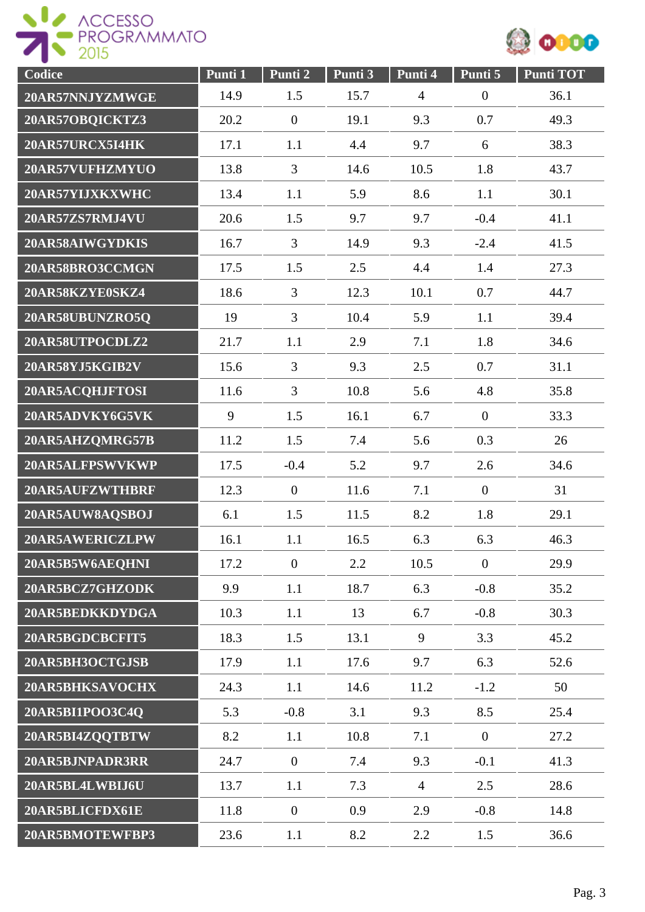| Codice | Punti 1 | Punti 2 | Punti 3 | Punti 4 | Punti 5 | Punti TOT |
|---|---|---|---|---|---|---|
| 20AR57NNJYZMWGE | 14.9 | 1.5 | 15.7 | 4 | 0 | 36.1 |
| 20AR57OBQICKTZ3 | 20.2 | 0 | 19.1 | 9.3 | 0.7 | 49.3 |
| 20AR57URCX5I4HK | 17.1 | 1.1 | 4.4 | 9.7 | 6 | 38.3 |
| 20AR57VUFHZMYUO | 13.8 | 3 | 14.6 | 10.5 | 1.8 | 43.7 |
| 20AR57YIJXKXWHC | 13.4 | 1.1 | 5.9 | 8.6 | 1.1 | 30.1 |
| 20AR57ZS7RMJ4VU | 20.6 | 1.5 | 9.7 | 9.7 | -0.4 | 41.1 |
| 20AR58AIWGYDKIS | 16.7 | 3 | 14.9 | 9.3 | -2.4 | 41.5 |
| 20AR58BRO3CCMGN | 17.5 | 1.5 | 2.5 | 4.4 | 1.4 | 27.3 |
| 20AR58KZYE0SKZ4 | 18.6 | 3 | 12.3 | 10.1 | 0.7 | 44.7 |
| 20AR58UBUNZRO5Q | 19 | 3 | 10.4 | 5.9 | 1.1 | 39.4 |
| 20AR58UTPOCDLZ2 | 21.7 | 1.1 | 2.9 | 7.1 | 1.8 | 34.6 |
| 20AR58YJ5KGIB2V | 15.6 | 3 | 9.3 | 2.5 | 0.7 | 31.1 |
| 20AR5ACQHJFTOSI | 11.6 | 3 | 10.8 | 5.6 | 4.8 | 35.8 |
| 20AR5ADVKY6G5VK | 9 | 1.5 | 16.1 | 6.7 | 0 | 33.3 |
| 20AR5AHZQMRG57B | 11.2 | 1.5 | 7.4 | 5.6 | 0.3 | 26 |
| 20AR5ALFPSWVKWP | 17.5 | -0.4 | 5.2 | 9.7 | 2.6 | 34.6 |
| 20AR5AUFZWTHBRF | 12.3 | 0 | 11.6 | 7.1 | 0 | 31 |
| 20AR5AUW8AQSBOJ | 6.1 | 1.5 | 11.5 | 8.2 | 1.8 | 29.1 |
| 20AR5AWERICZLPW | 16.1 | 1.1 | 16.5 | 6.3 | 6.3 | 46.3 |
| 20AR5B5W6AEQHNI | 17.2 | 0 | 2.2 | 10.5 | 0 | 29.9 |
| 20AR5BCZ7GHZODK | 9.9 | 1.1 | 18.7 | 6.3 | -0.8 | 35.2 |
| 20AR5BEDKKDYDGA | 10.3 | 1.1 | 13 | 6.7 | -0.8 | 30.3 |
| 20AR5BGDCBCFIT5 | 18.3 | 1.5 | 13.1 | 9 | 3.3 | 45.2 |
| 20AR5BH3OCTGJSB | 17.9 | 1.1 | 17.6 | 9.7 | 6.3 | 52.6 |
| 20AR5BHKSAVOCHX | 24.3 | 1.1 | 14.6 | 11.2 | -1.2 | 50 |
| 20AR5BI1POO3C4Q | 5.3 | -0.8 | 3.1 | 9.3 | 8.5 | 25.4 |
| 20AR5BI4ZQQTBTW | 8.2 | 1.1 | 10.8 | 7.1 | 0 | 27.2 |
| 20AR5BJNPADR3RR | 24.7 | 0 | 7.4 | 9.3 | -0.1 | 41.3 |
| 20AR5BL4LWBIJ6U | 13.7 | 1.1 | 7.3 | 4 | 2.5 | 28.6 |
| 20AR5BLICFDX61E | 11.8 | 0 | 0.9 | 2.9 | -0.8 | 14.8 |
| 20AR5BMOTEWFBP3 | 23.6 | 1.1 | 8.2 | 2.2 | 1.5 | 36.6 |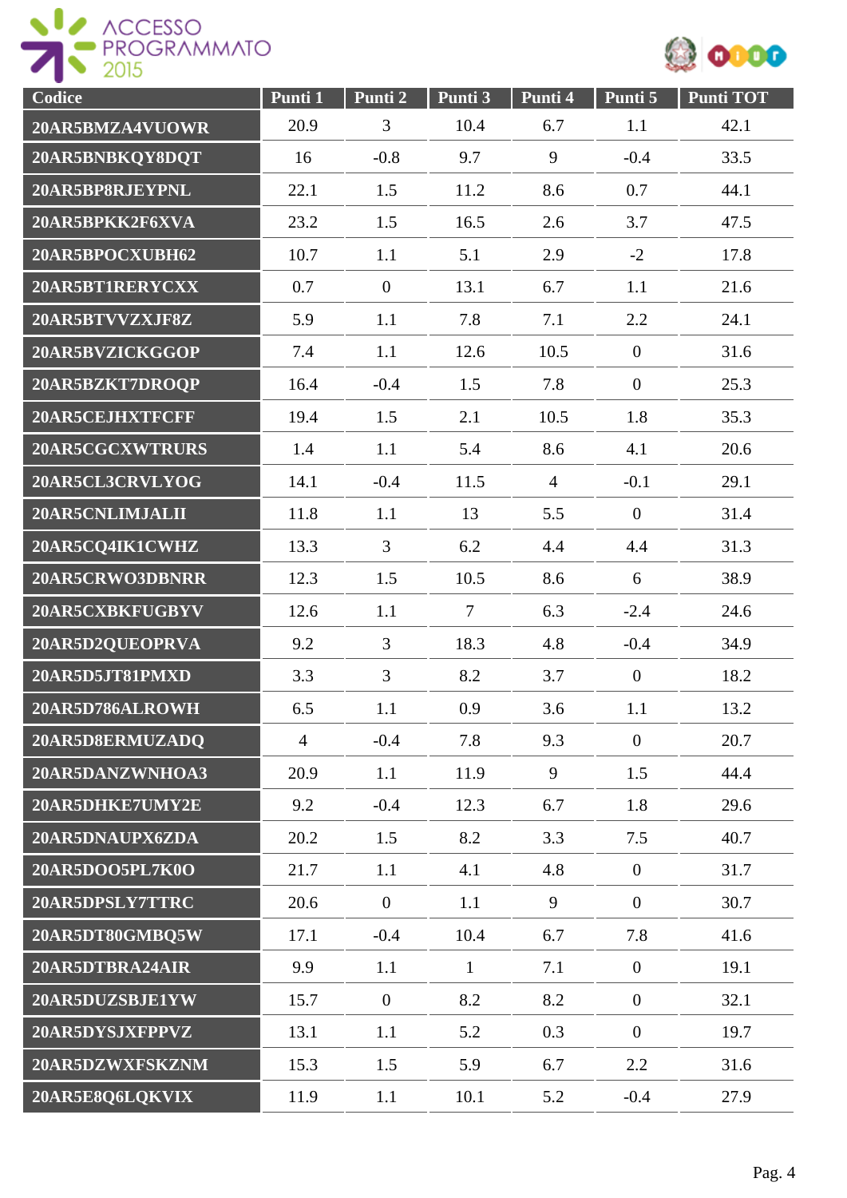| Codice | Punti 1 | Punti 2 | Punti 3 | Punti 4 | Punti 5 | Punti TOT |
|---|---|---|---|---|---|---|
| 20AR5BMZA4VUOWR | 20.9 | 3 | 10.4 | 6.7 | 1.1 | 42.1 |
| 20AR5BNBKQY8DQT | 16 | -0.8 | 9.7 | 9 | -0.4 | 33.5 |
| 20AR5BP8RJEYPNL | 22.1 | 1.5 | 11.2 | 8.6 | 0.7 | 44.1 |
| 20AR5BPKK2F6XVA | 23.2 | 1.5 | 16.5 | 2.6 | 3.7 | 47.5 |
| 20AR5BPOCXUBH62 | 10.7 | 1.1 | 5.1 | 2.9 | -2 | 17.8 |
| 20AR5BT1RERYCXX | 0.7 | 0 | 13.1 | 6.7 | 1.1 | 21.6 |
| 20AR5BTVVZXJF8Z | 5.9 | 1.1 | 7.8 | 7.1 | 2.2 | 24.1 |
| 20AR5BVZICKGGOP | 7.4 | 1.1 | 12.6 | 10.5 | 0 | 31.6 |
| 20AR5BZKT7DROQP | 16.4 | -0.4 | 1.5 | 7.8 | 0 | 25.3 |
| 20AR5CEJHXTFCFF | 19.4 | 1.5 | 2.1 | 10.5 | 1.8 | 35.3 |
| 20AR5CGCXWTRURS | 1.4 | 1.1 | 5.4 | 8.6 | 4.1 | 20.6 |
| 20AR5CL3CRVLYOG | 14.1 | -0.4 | 11.5 | 4 | -0.1 | 29.1 |
| 20AR5CNLIMJALII | 11.8 | 1.1 | 13 | 5.5 | 0 | 31.4 |
| 20AR5CQ4IK1CWHZ | 13.3 | 3 | 6.2 | 4.4 | 4.4 | 31.3 |
| 20AR5CRWO3DBNRR | 12.3 | 1.5 | 10.5 | 8.6 | 6 | 38.9 |
| 20AR5CXBKFUGBYV | 12.6 | 1.1 | 7 | 6.3 | -2.4 | 24.6 |
| 20AR5D2QUEOPRVA | 9.2 | 3 | 18.3 | 4.8 | -0.4 | 34.9 |
| 20AR5D5JT81PMXD | 3.3 | 3 | 8.2 | 3.7 | 0 | 18.2 |
| 20AR5D786ALROWH | 6.5 | 1.1 | 0.9 | 3.6 | 1.1 | 13.2 |
| 20AR5D8ERMUZADQ | 4 | -0.4 | 7.8 | 9.3 | 0 | 20.7 |
| 20AR5DANZWNHOA3 | 20.9 | 1.1 | 11.9 | 9 | 1.5 | 44.4 |
| 20AR5DHKE7UMY2E | 9.2 | -0.4 | 12.3 | 6.7 | 1.8 | 29.6 |
| 20AR5DNAUPX6ZDA | 20.2 | 1.5 | 8.2 | 3.3 | 7.5 | 40.7 |
| 20AR5DOO5PL7K0O | 21.7 | 1.1 | 4.1 | 4.8 | 0 | 31.7 |
| 20AR5DPSLY7TTRC | 20.6 | 0 | 1.1 | 9 | 0 | 30.7 |
| 20AR5DT80GMBQ5W | 17.1 | -0.4 | 10.4 | 6.7 | 7.8 | 41.6 |
| 20AR5DTBRA24AIR | 9.9 | 1.1 | 1 | 7.1 | 0 | 19.1 |
| 20AR5DUZSBJE1YW | 15.7 | 0 | 8.2 | 8.2 | 0 | 32.1 |
| 20AR5DYSJXFPPVZ | 13.1 | 1.1 | 5.2 | 0.3 | 0 | 19.7 |
| 20AR5DZWXFSKZNM | 15.3 | 1.5 | 5.9 | 6.7 | 2.2 | 31.6 |
| 20AR5E8Q6LQKVIX | 11.9 | 1.1 | 10.1 | 5.2 | -0.4 | 27.9 |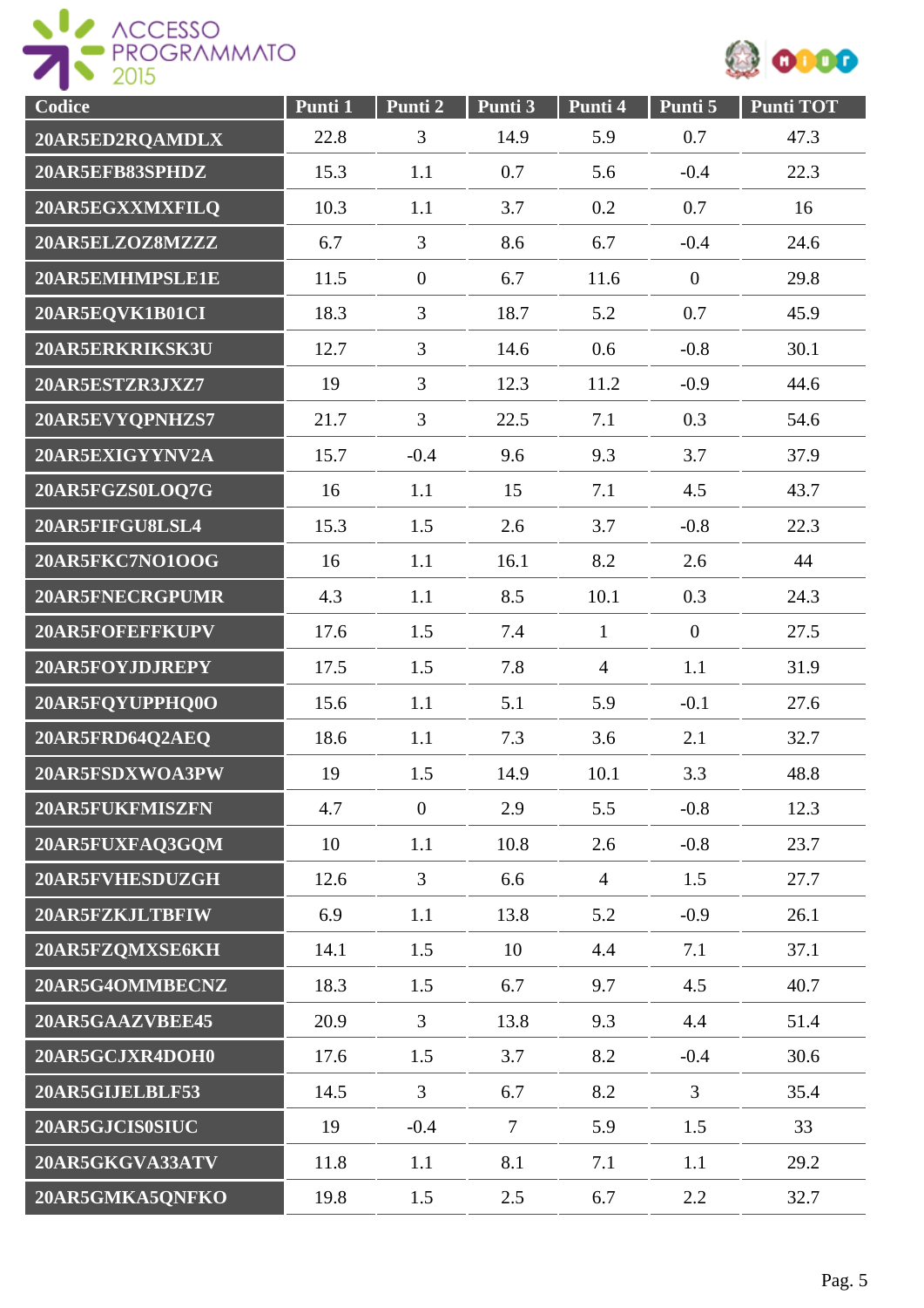| Codice | Punti 1 | Punti 2 | Punti 3 | Punti 4 | Punti 5 | Punti TOT |
|---|---|---|---|---|---|---|
| 20AR5ED2RQAMDLX | 22.8 | 3 | 14.9 | 5.9 | 0.7 | 47.3 |
| 20AR5EFB83SPHDZ | 15.3 | 1.1 | 0.7 | 5.6 | -0.4 | 22.3 |
| 20AR5EGXXMXFILQ | 10.3 | 1.1 | 3.7 | 0.2 | 0.7 | 16 |
| 20AR5ELZOZ8MZZZ | 6.7 | 3 | 8.6 | 6.7 | -0.4 | 24.6 |
| 20AR5EMHMPSLE1E | 11.5 | 0 | 6.7 | 11.6 | 0 | 29.8 |
| 20AR5EQVK1B01CI | 18.3 | 3 | 18.7 | 5.2 | 0.7 | 45.9 |
| 20AR5ERKRIKSK3U | 12.7 | 3 | 14.6 | 0.6 | -0.8 | 30.1 |
| 20AR5ESTZR3JXZ7 | 19 | 3 | 12.3 | 11.2 | -0.9 | 44.6 |
| 20AR5EVYQPNHZS7 | 21.7 | 3 | 22.5 | 7.1 | 0.3 | 54.6 |
| 20AR5EXIGYYNV2A | 15.7 | -0.4 | 9.6 | 9.3 | 3.7 | 37.9 |
| 20AR5FGZS0LOQ7G | 16 | 1.1 | 15 | 7.1 | 4.5 | 43.7 |
| 20AR5FIFGU8LSL4 | 15.3 | 1.5 | 2.6 | 3.7 | -0.8 | 22.3 |
| 20AR5FKC7NO1OOG | 16 | 1.1 | 16.1 | 8.2 | 2.6 | 44 |
| 20AR5FNECRGPUMR | 4.3 | 1.1 | 8.5 | 10.1 | 0.3 | 24.3 |
| 20AR5FOFEFFKUPV | 17.6 | 1.5 | 7.4 | 1 | 0 | 27.5 |
| 20AR5FOYJDJREPY | 17.5 | 1.5 | 7.8 | 4 | 1.1 | 31.9 |
| 20AR5FQYUPPHQ0O | 15.6 | 1.1 | 5.1 | 5.9 | -0.1 | 27.6 |
| 20AR5FRD64Q2AEQ | 18.6 | 1.1 | 7.3 | 3.6 | 2.1 | 32.7 |
| 20AR5FSDXWOA3PW | 19 | 1.5 | 14.9 | 10.1 | 3.3 | 48.8 |
| 20AR5FUKFMISZFN | 4.7 | 0 | 2.9 | 5.5 | -0.8 | 12.3 |
| 20AR5FUXFAQ3GQM | 10 | 1.1 | 10.8 | 2.6 | -0.8 | 23.7 |
| 20AR5FVHESDUZGH | 12.6 | 3 | 6.6 | 4 | 1.5 | 27.7 |
| 20AR5FZKJLTBFIW | 6.9 | 1.1 | 13.8 | 5.2 | -0.9 | 26.1 |
| 20AR5FZQMXSE6KH | 14.1 | 1.5 | 10 | 4.4 | 7.1 | 37.1 |
| 20AR5G4OMMBECNZ | 18.3 | 1.5 | 6.7 | 9.7 | 4.5 | 40.7 |
| 20AR5GAAZVBEE45 | 20.9 | 3 | 13.8 | 9.3 | 4.4 | 51.4 |
| 20AR5GCJXR4DOH0 | 17.6 | 1.5 | 3.7 | 8.2 | -0.4 | 30.6 |
| 20AR5GIJELBLF53 | 14.5 | 3 | 6.7 | 8.2 | 3 | 35.4 |
| 20AR5GJCIS0SIUC | 19 | -0.4 | 7 | 5.9 | 1.5 | 33 |
| 20AR5GKGVA33ATV | 11.8 | 1.1 | 8.1 | 7.1 | 1.1 | 29.2 |
| 20AR5GMKA5QNFKO | 19.8 | 1.5 | 2.5 | 6.7 | 2.2 | 32.7 |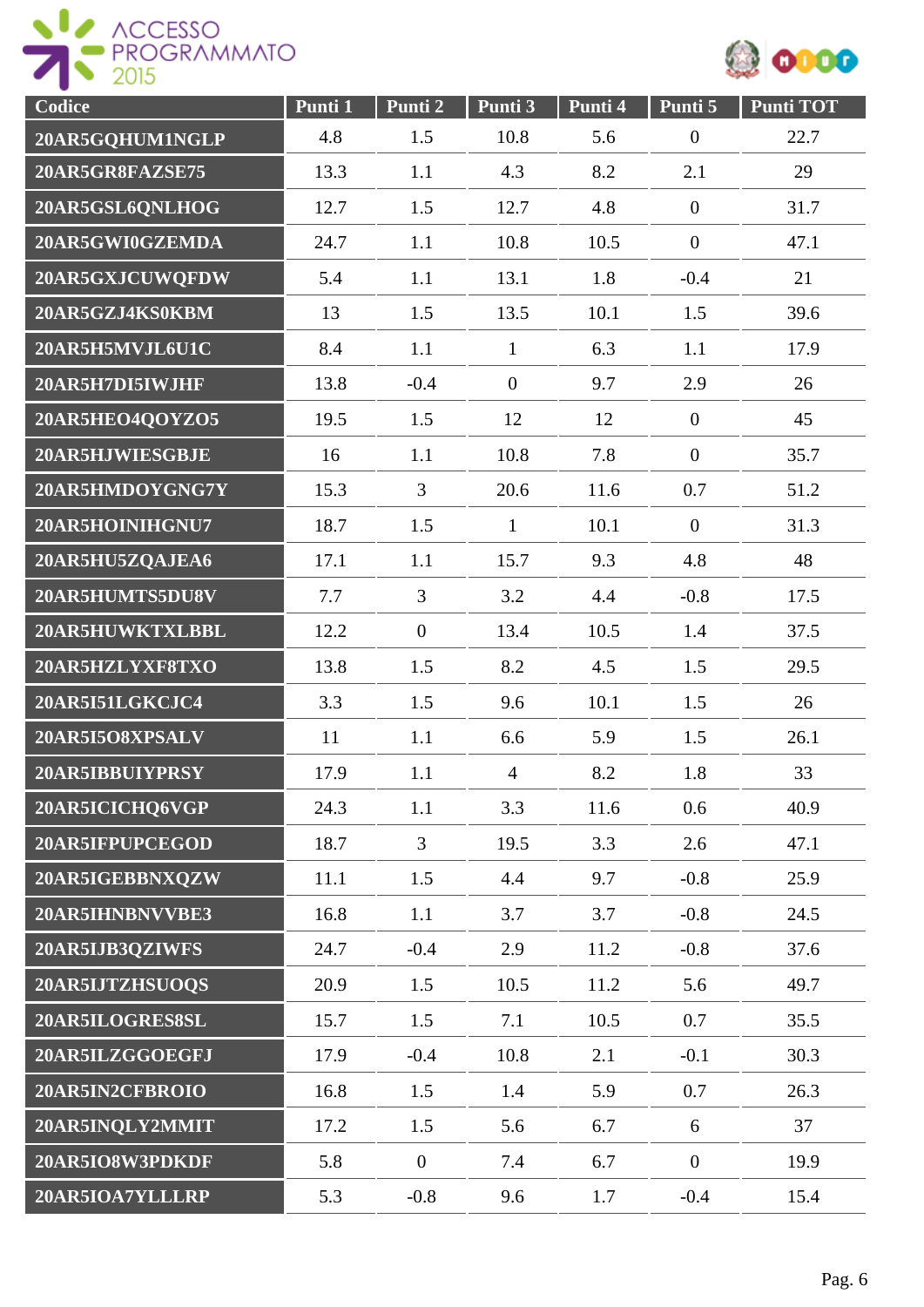| Codice | Punti 1 | Punti 2 | Punti 3 | Punti 4 | Punti 5 | Punti TOT |
|---|---|---|---|---|---|---|
| 20AR5GQHUM1NGLP | 4.8 | 1.5 | 10.8 | 5.6 | 0 | 22.7 |
| 20AR5GR8FAZSE75 | 13.3 | 1.1 | 4.3 | 8.2 | 2.1 | 29 |
| 20AR5GSL6QNLHOG | 12.7 | 1.5 | 12.7 | 4.8 | 0 | 31.7 |
| 20AR5GWI0GZEMDA | 24.7 | 1.1 | 10.8 | 10.5 | 0 | 47.1 |
| 20AR5GXJCUWQFDW | 5.4 | 1.1 | 13.1 | 1.8 | -0.4 | 21 |
| 20AR5GZJ4KS0KBM | 13 | 1.5 | 13.5 | 10.1 | 1.5 | 39.6 |
| 20AR5H5MVJL6U1C | 8.4 | 1.1 | 1 | 6.3 | 1.1 | 17.9 |
| 20AR5H7DI5IWJHF | 13.8 | -0.4 | 0 | 9.7 | 2.9 | 26 |
| 20AR5HEO4QOYZO5 | 19.5 | 1.5 | 12 | 12 | 0 | 45 |
| 20AR5HJWIESGBJE | 16 | 1.1 | 10.8 | 7.8 | 0 | 35.7 |
| 20AR5HMDOYGNG7Y | 15.3 | 3 | 20.6 | 11.6 | 0.7 | 51.2 |
| 20AR5HOINIHGNU7 | 18.7 | 1.5 | 1 | 10.1 | 0 | 31.3 |
| 20AR5HU5ZQAJEA6 | 17.1 | 1.1 | 15.7 | 9.3 | 4.8 | 48 |
| 20AR5HUMTS5DU8V | 7.7 | 3 | 3.2 | 4.4 | -0.8 | 17.5 |
| 20AR5HUWKTXLBBL | 12.2 | 0 | 13.4 | 10.5 | 1.4 | 37.5 |
| 20AR5HZLYXF8TXO | 13.8 | 1.5 | 8.2 | 4.5 | 1.5 | 29.5 |
| 20AR5I51LGKCJC4 | 3.3 | 1.5 | 9.6 | 10.1 | 1.5 | 26 |
| 20AR5I5O8XPSALV | 11 | 1.1 | 6.6 | 5.9 | 1.5 | 26.1 |
| 20AR5IBBUIYPRSY | 17.9 | 1.1 | 4 | 8.2 | 1.8 | 33 |
| 20AR5ICICHQ6VGP | 24.3 | 1.1 | 3.3 | 11.6 | 0.6 | 40.9 |
| 20AR5IFPUPCEGOD | 18.7 | 3 | 19.5 | 3.3 | 2.6 | 47.1 |
| 20AR5IGEBBNXQZW | 11.1 | 1.5 | 4.4 | 9.7 | -0.8 | 25.9 |
| 20AR5IHNBNVVBE3 | 16.8 | 1.1 | 3.7 | 3.7 | -0.8 | 24.5 |
| 20AR5IJB3QZIWFS | 24.7 | -0.4 | 2.9 | 11.2 | -0.8 | 37.6 |
| 20AR5IJTZHSUOQS | 20.9 | 1.5 | 10.5 | 11.2 | 5.6 | 49.7 |
| 20AR5ILOGRES8SL | 15.7 | 1.5 | 7.1 | 10.5 | 0.7 | 35.5 |
| 20AR5ILZGGOEGFJ | 17.9 | -0.4 | 10.8 | 2.1 | -0.1 | 30.3 |
| 20AR5IN2CFBROIO | 16.8 | 1.5 | 1.4 | 5.9 | 0.7 | 26.3 |
| 20AR5INQLY2MMIT | 17.2 | 1.5 | 5.6 | 6.7 | 6 | 37 |
| 20AR5IO8W3PDKDF | 5.8 | 0 | 7.4 | 6.7 | 0 | 19.9 |
| 20AR5IOA7YLLLRP | 5.3 | -0.8 | 9.6 | 1.7 | -0.4 | 15.4 |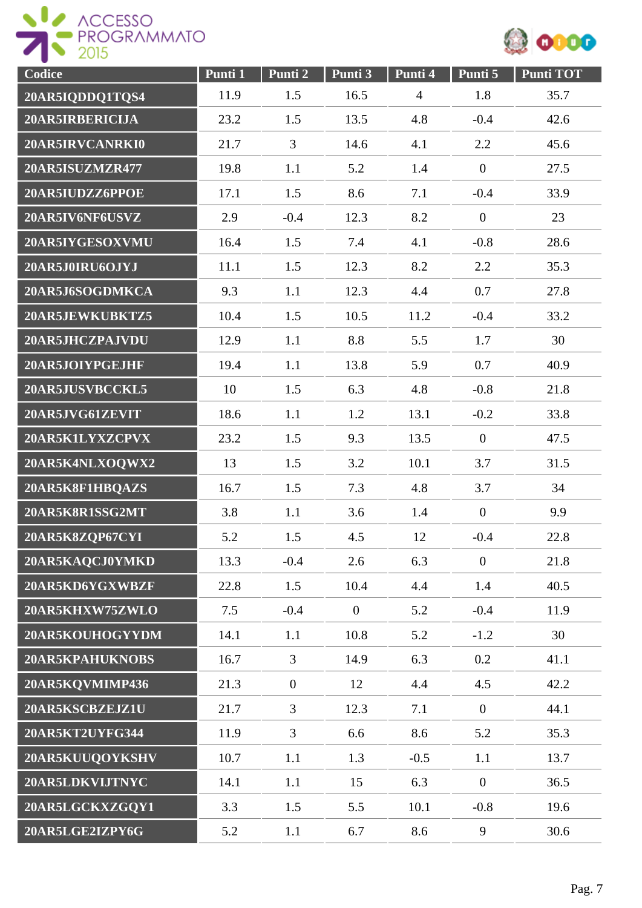| Codice | Punti 1 | Punti 2 | Punti 3 | Punti 4 | Punti 5 | Punti TOT |
|---|---|---|---|---|---|---|
| 20AR5IQDDQ1TQS4 | 11.9 | 1.5 | 16.5 | 4 | 1.8 | 35.7 |
| 20AR5IRBERICIJA | 23.2 | 1.5 | 13.5 | 4.8 | -0.4 | 42.6 |
| 20AR5IRVCANRKI0 | 21.7 | 3 | 14.6 | 4.1 | 2.2 | 45.6 |
| 20AR5ISUZMZR477 | 19.8 | 1.1 | 5.2 | 1.4 | 0 | 27.5 |
| 20AR5IUDZZ6PPOE | 17.1 | 1.5 | 8.6 | 7.1 | -0.4 | 33.9 |
| 20AR5IV6NF6USVZ | 2.9 | -0.4 | 12.3 | 8.2 | 0 | 23 |
| 20AR5IYGESOXVMU | 16.4 | 1.5 | 7.4 | 4.1 | -0.8 | 28.6 |
| 20AR5J0IRU6OJYJ | 11.1 | 1.5 | 12.3 | 8.2 | 2.2 | 35.3 |
| 20AR5J6SOGDMKCA | 9.3 | 1.1 | 12.3 | 4.4 | 0.7 | 27.8 |
| 20AR5JEWKUBKTZ5 | 10.4 | 1.5 | 10.5 | 11.2 | -0.4 | 33.2 |
| 20AR5JHCZPAJVDU | 12.9 | 1.1 | 8.8 | 5.5 | 1.7 | 30 |
| 20AR5JOIYPGEJHF | 19.4 | 1.1 | 13.8 | 5.9 | 0.7 | 40.9 |
| 20AR5JUSVBCCKL5 | 10 | 1.5 | 6.3 | 4.8 | -0.8 | 21.8 |
| 20AR5JVG61ZEVIT | 18.6 | 1.1 | 1.2 | 13.1 | -0.2 | 33.8 |
| 20AR5K1LYXZCPVX | 23.2 | 1.5 | 9.3 | 13.5 | 0 | 47.5 |
| 20AR5K4NLXOQWX2 | 13 | 1.5 | 3.2 | 10.1 | 3.7 | 31.5 |
| 20AR5K8F1HBQAZS | 16.7 | 1.5 | 7.3 | 4.8 | 3.7 | 34 |
| 20AR5K8R1SSG2MT | 3.8 | 1.1 | 3.6 | 1.4 | 0 | 9.9 |
| 20AR5K8ZQP67CYI | 5.2 | 1.5 | 4.5 | 12 | -0.4 | 22.8 |
| 20AR5KAQCJ0YMKD | 13.3 | -0.4 | 2.6 | 6.3 | 0 | 21.8 |
| 20AR5KD6YGXWBZF | 22.8 | 1.5 | 10.4 | 4.4 | 1.4 | 40.5 |
| 20AR5KHXW75ZWLO | 7.5 | -0.4 | 0 | 5.2 | -0.4 | 11.9 |
| 20AR5KOUHOGYYDM | 14.1 | 1.1 | 10.8 | 5.2 | -1.2 | 30 |
| 20AR5KPAHUKNOBS | 16.7 | 3 | 14.9 | 6.3 | 0.2 | 41.1 |
| 20AR5KQVMIMP436 | 21.3 | 0 | 12 | 4.4 | 4.5 | 42.2 |
| 20AR5KSCBZEJZ1U | 21.7 | 3 | 12.3 | 7.1 | 0 | 44.1 |
| 20AR5KT2UYFG344 | 11.9 | 3 | 6.6 | 8.6 | 5.2 | 35.3 |
| 20AR5KUUQOYKSHV | 10.7 | 1.1 | 1.3 | -0.5 | 1.1 | 13.7 |
| 20AR5LDKVIJTNYC | 14.1 | 1.1 | 15 | 6.3 | 0 | 36.5 |
| 20AR5LGCKXZGQY1 | 3.3 | 1.5 | 5.5 | 10.1 | -0.8 | 19.6 |
| 20AR5LGE2IZPY6G | 5.2 | 1.1 | 6.7 | 8.6 | 9 | 30.6 |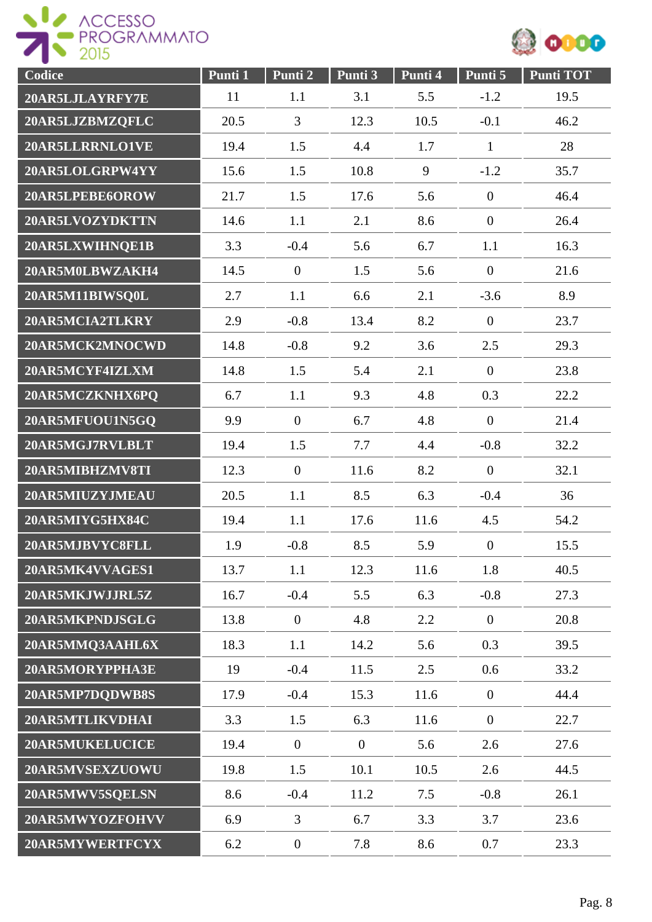| Codice | Punti 1 | Punti 2 | Punti 3 | Punti 4 | Punti 5 | Punti TOT |
|---|---|---|---|---|---|---|
| 20AR5LJLAYRFY7E | 11 | 1.1 | 3.1 | 5.5 | -1.2 | 19.5 |
| 20AR5LJZBMZQFLC | 20.5 | 3 | 12.3 | 10.5 | -0.1 | 46.2 |
| 20AR5LLRRNLO1VE | 19.4 | 1.5 | 4.4 | 1.7 | 1 | 28 |
| 20AR5LOLGRPW4YY | 15.6 | 1.5 | 10.8 | 9 | -1.2 | 35.7 |
| 20AR5LPEBE6OROW | 21.7 | 1.5 | 17.6 | 5.6 | 0 | 46.4 |
| 20AR5LVOZYDKTTN | 14.6 | 1.1 | 2.1 | 8.6 | 0 | 26.4 |
| 20AR5LXWIHNQE1B | 3.3 | -0.4 | 5.6 | 6.7 | 1.1 | 16.3 |
| 20AR5M0LBWZAKH4 | 14.5 | 0 | 1.5 | 5.6 | 0 | 21.6 |
| 20AR5M11BIWSQ0L | 2.7 | 1.1 | 6.6 | 2.1 | -3.6 | 8.9 |
| 20AR5MCIA2TLKRY | 2.9 | -0.8 | 13.4 | 8.2 | 0 | 23.7 |
| 20AR5MCK2MNOCWD | 14.8 | -0.8 | 9.2 | 3.6 | 2.5 | 29.3 |
| 20AR5MCYF4IZLXM | 14.8 | 1.5 | 5.4 | 2.1 | 0 | 23.8 |
| 20AR5MCZKNHX6PQ | 6.7 | 1.1 | 9.3 | 4.8 | 0.3 | 22.2 |
| 20AR5MFUOU1N5GQ | 9.9 | 0 | 6.7 | 4.8 | 0 | 21.4 |
| 20AR5MGJ7RVLBLT | 19.4 | 1.5 | 7.7 | 4.4 | -0.8 | 32.2 |
| 20AR5MIBHZMV8TI | 12.3 | 0 | 11.6 | 8.2 | 0 | 32.1 |
| 20AR5MIUZYJMEAU | 20.5 | 1.1 | 8.5 | 6.3 | -0.4 | 36 |
| 20AR5MIYG5HX84C | 19.4 | 1.1 | 17.6 | 11.6 | 4.5 | 54.2 |
| 20AR5MJBVYC8FLL | 1.9 | -0.8 | 8.5 | 5.9 | 0 | 15.5 |
| 20AR5MK4VVAGES1 | 13.7 | 1.1 | 12.3 | 11.6 | 1.8 | 40.5 |
| 20AR5MKJWJJRL5Z | 16.7 | -0.4 | 5.5 | 6.3 | -0.8 | 27.3 |
| 20AR5MKPNDJSGLG | 13.8 | 0 | 4.8 | 2.2 | 0 | 20.8 |
| 20AR5MMQ3AAHL6X | 18.3 | 1.1 | 14.2 | 5.6 | 0.3 | 39.5 |
| 20AR5MORYPPHA3E | 19 | -0.4 | 11.5 | 2.5 | 0.6 | 33.2 |
| 20AR5MP7DQDWB8S | 17.9 | -0.4 | 15.3 | 11.6 | 0 | 44.4 |
| 20AR5MTLIKVDHAI | 3.3 | 1.5 | 6.3 | 11.6 | 0 | 22.7 |
| 20AR5MUKELUCICE | 19.4 | 0 | 0 | 5.6 | 2.6 | 27.6 |
| 20AR5MVSEXZUOWU | 19.8 | 1.5 | 10.1 | 10.5 | 2.6 | 44.5 |
| 20AR5MWV5SQELSN | 8.6 | -0.4 | 11.2 | 7.5 | -0.8 | 26.1 |
| 20AR5MWYOZFOHVV | 6.9 | 3 | 6.7 | 3.3 | 3.7 | 23.6 |
| 20AR5MYWERTFCYX | 6.2 | 0 | 7.8 | 8.6 | 0.7 | 23.3 |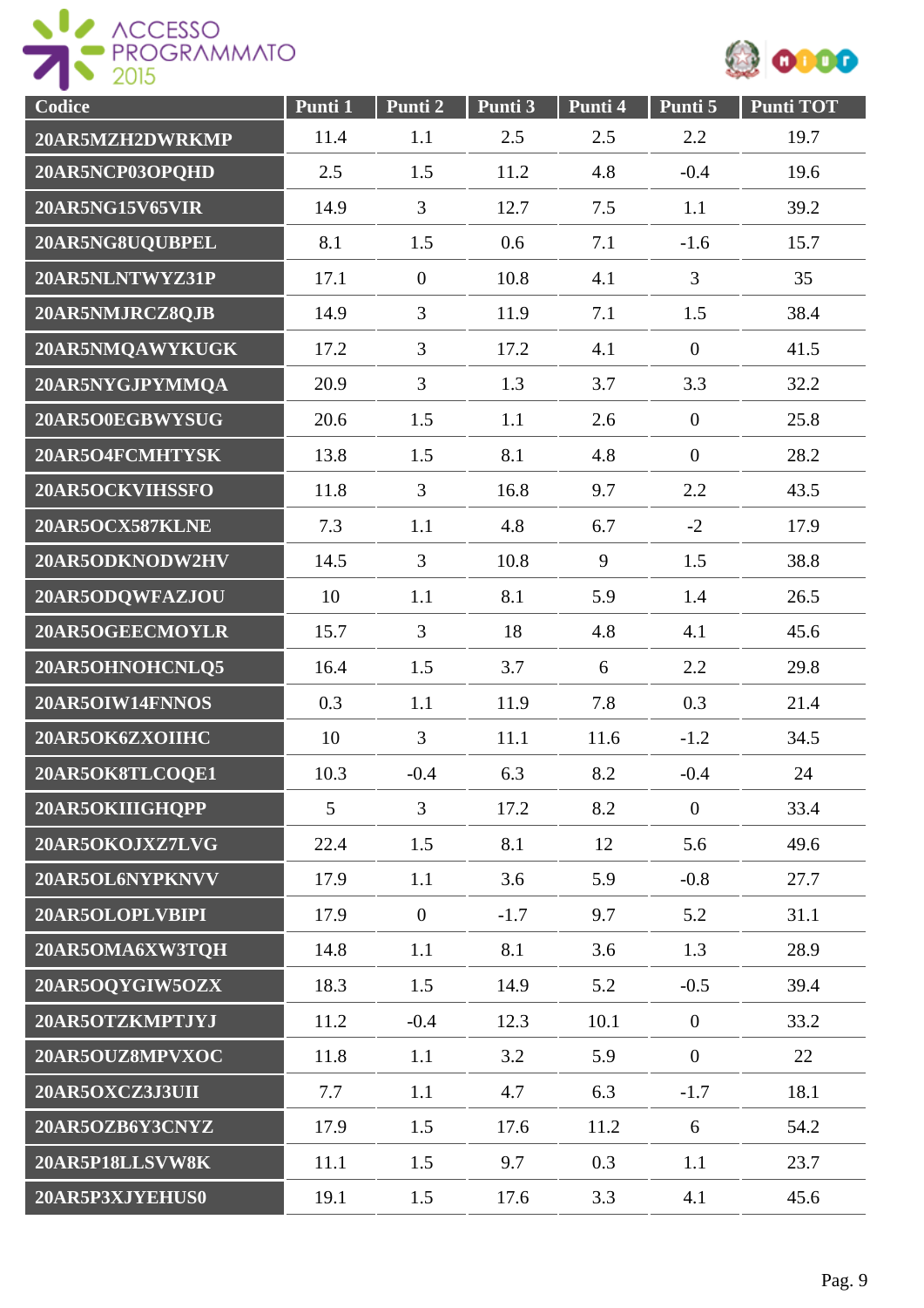| Codice | Punti 1 | Punti 2 | Punti 3 | Punti 4 | Punti 5 | Punti TOT |
|---|---|---|---|---|---|---|
| 20AR5MZH2DWRKMP | 11.4 | 1.1 | 2.5 | 2.5 | 2.2 | 19.7 |
| 20AR5NCP03OPQHD | 2.5 | 1.5 | 11.2 | 4.8 | -0.4 | 19.6 |
| 20AR5NG15V65VIR | 14.9 | 3 | 12.7 | 7.5 | 1.1 | 39.2 |
| 20AR5NG8UQUBPEL | 8.1 | 1.5 | 0.6 | 7.1 | -1.6 | 15.7 |
| 20AR5NLNTWYZ31P | 17.1 | 0 | 10.8 | 4.1 | 3 | 35 |
| 20AR5NMJRCZ8QJB | 14.9 | 3 | 11.9 | 7.1 | 1.5 | 38.4 |
| 20AR5NMQAWYKUGK | 17.2 | 3 | 17.2 | 4.1 | 0 | 41.5 |
| 20AR5NYGJPYMMQA | 20.9 | 3 | 1.3 | 3.7 | 3.3 | 32.2 |
| 20AR5O0EGBWYSUG | 20.6 | 1.5 | 1.1 | 2.6 | 0 | 25.8 |
| 20AR5O4FCMHTYSK | 13.8 | 1.5 | 8.1 | 4.8 | 0 | 28.2 |
| 20AR5OCKVIHSSFO | 11.8 | 3 | 16.8 | 9.7 | 2.2 | 43.5 |
| 20AR5OCX587KLNE | 7.3 | 1.1 | 4.8 | 6.7 | -2 | 17.9 |
| 20AR5ODKNODW2HV | 14.5 | 3 | 10.8 | 9 | 1.5 | 38.8 |
| 20AR5ODQWFAZJOU | 10 | 1.1 | 8.1 | 5.9 | 1.4 | 26.5 |
| 20AR5OGEECMOYLR | 15.7 | 3 | 18 | 4.8 | 4.1 | 45.6 |
| 20AR5OHNOHCNLQ5 | 16.4 | 1.5 | 3.7 | 6 | 2.2 | 29.8 |
| 20AR5OIW14FNNOS | 0.3 | 1.1 | 11.9 | 7.8 | 0.3 | 21.4 |
| 20AR5OK6ZXOIIHC | 10 | 3 | 11.1 | 11.6 | -1.2 | 34.5 |
| 20AR5OK8TLCOQE1 | 10.3 | -0.4 | 6.3 | 8.2 | -0.4 | 24 |
| 20AR5OKIIIGHQPP | 5 | 3 | 17.2 | 8.2 | 0 | 33.4 |
| 20AR5OKOJXZ7LVG | 22.4 | 1.5 | 8.1 | 12 | 5.6 | 49.6 |
| 20AR5OL6NYPKNVV | 17.9 | 1.1 | 3.6 | 5.9 | -0.8 | 27.7 |
| 20AR5OLOPLVBIPI | 17.9 | 0 | -1.7 | 9.7 | 5.2 | 31.1 |
| 20AR5OMA6XW3TQH | 14.8 | 1.1 | 8.1 | 3.6 | 1.3 | 28.9 |
| 20AR5OQYGIW5OZX | 18.3 | 1.5 | 14.9 | 5.2 | -0.5 | 39.4 |
| 20AR5OTZKMPTJYJ | 11.2 | -0.4 | 12.3 | 10.1 | 0 | 33.2 |
| 20AR5OUZ8MPVXOC | 11.8 | 1.1 | 3.2 | 5.9 | 0 | 22 |
| 20AR5OXCZ3J3UII | 7.7 | 1.1 | 4.7 | 6.3 | -1.7 | 18.1 |
| 20AR5OZB6Y3CNYZ | 17.9 | 1.5 | 17.6 | 11.2 | 6 | 54.2 |
| 20AR5P18LLSVW8K | 11.1 | 1.5 | 9.7 | 0.3 | 1.1 | 23.7 |
| 20AR5P3XJYEHUS0 | 19.1 | 1.5 | 17.6 | 3.3 | 4.1 | 45.6 |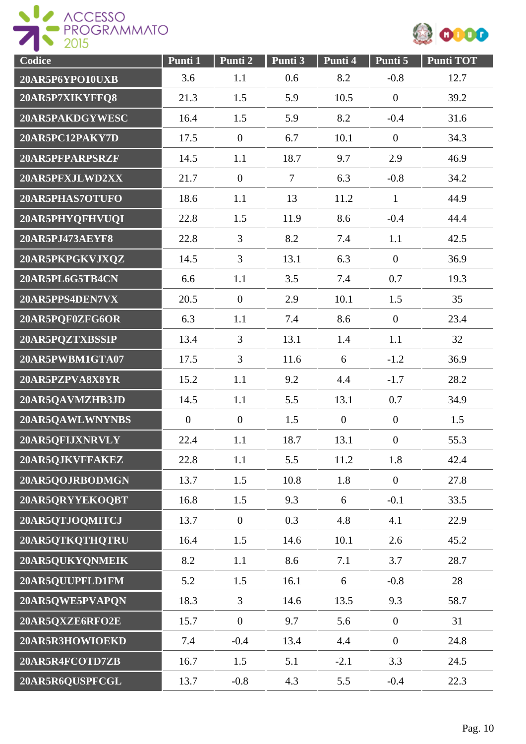| Codice | Punti 1 | Punti 2 | Punti 3 | Punti 4 | Punti 5 | Punti TOT |
|---|---|---|---|---|---|---|
| 20AR5P6YPO10UXB | 3.6 | 1.1 | 0.6 | 8.2 | -0.8 | 12.7 |
| 20AR5P7XIKYFFQ8 | 21.3 | 1.5 | 5.9 | 10.5 | 0 | 39.2 |
| 20AR5PAKDGYWESC | 16.4 | 1.5 | 5.9 | 8.2 | -0.4 | 31.6 |
| 20AR5PC12PAKY7D | 17.5 | 0 | 6.7 | 10.1 | 0 | 34.3 |
| 20AR5PFPARPSRZF | 14.5 | 1.1 | 18.7 | 9.7 | 2.9 | 46.9 |
| 20AR5PFXJLWD2XX | 21.7 | 0 | 7 | 6.3 | -0.8 | 34.2 |
| 20AR5PHAS7OTUFO | 18.6 | 1.1 | 13 | 11.2 | 1 | 44.9 |
| 20AR5PHYQFHVUQI | 22.8 | 1.5 | 11.9 | 8.6 | -0.4 | 44.4 |
| 20AR5PJ473AEYF8 | 22.8 | 3 | 8.2 | 7.4 | 1.1 | 42.5 |
| 20AR5PKPGKVJXQZ | 14.5 | 3 | 13.1 | 6.3 | 0 | 36.9 |
| 20AR5PL6G5TB4CN | 6.6 | 1.1 | 3.5 | 7.4 | 0.7 | 19.3 |
| 20AR5PPS4DEN7VX | 20.5 | 0 | 2.9 | 10.1 | 1.5 | 35 |
| 20AR5PQF0ZFG6OR | 6.3 | 1.1 | 7.4 | 8.6 | 0 | 23.4 |
| 20AR5PQZTXBSSIP | 13.4 | 3 | 13.1 | 1.4 | 1.1 | 32 |
| 20AR5PWBM1GTA07 | 17.5 | 3 | 11.6 | 6 | -1.2 | 36.9 |
| 20AR5PZPVA8X8YR | 15.2 | 1.1 | 9.2 | 4.4 | -1.7 | 28.2 |
| 20AR5QAVMZHB3JD | 14.5 | 1.1 | 5.5 | 13.1 | 0.7 | 34.9 |
| 20AR5QAWLWNYNBS | 0 | 0 | 1.5 | 0 | 0 | 1.5 |
| 20AR5QFIJXNRVLY | 22.4 | 1.1 | 18.7 | 13.1 | 0 | 55.3 |
| 20AR5QJKVFFAKEZ | 22.8 | 1.1 | 5.5 | 11.2 | 1.8 | 42.4 |
| 20AR5QOJRBODMGN | 13.7 | 1.5 | 10.8 | 1.8 | 0 | 27.8 |
| 20AR5QRYYEKOQBT | 16.8 | 1.5 | 9.3 | 6 | -0.1 | 33.5 |
| 20AR5QTJOQMITCJ | 13.7 | 0 | 0.3 | 4.8 | 4.1 | 22.9 |
| 20AR5QTKQTHQTRU | 16.4 | 1.5 | 14.6 | 10.1 | 2.6 | 45.2 |
| 20AR5QUKYQNMEIK | 8.2 | 1.1 | 8.6 | 7.1 | 3.7 | 28.7 |
| 20AR5QUUPFLD1FM | 5.2 | 1.5 | 16.1 | 6 | -0.8 | 28 |
| 20AR5QWE5PVAPQN | 18.3 | 3 | 14.6 | 13.5 | 9.3 | 58.7 |
| 20AR5QXZE6RFO2E | 15.7 | 0 | 9.7 | 5.6 | 0 | 31 |
| 20AR5R3HOWIOEKD | 7.4 | -0.4 | 13.4 | 4.4 | 0 | 24.8 |
| 20AR5R4FCOTD7ZB | 16.7 | 1.5 | 5.1 | -2.1 | 3.3 | 24.5 |
| 20AR5R6QUSPFCGL | 13.7 | -0.8 | 4.3 | 5.5 | -0.4 | 22.3 |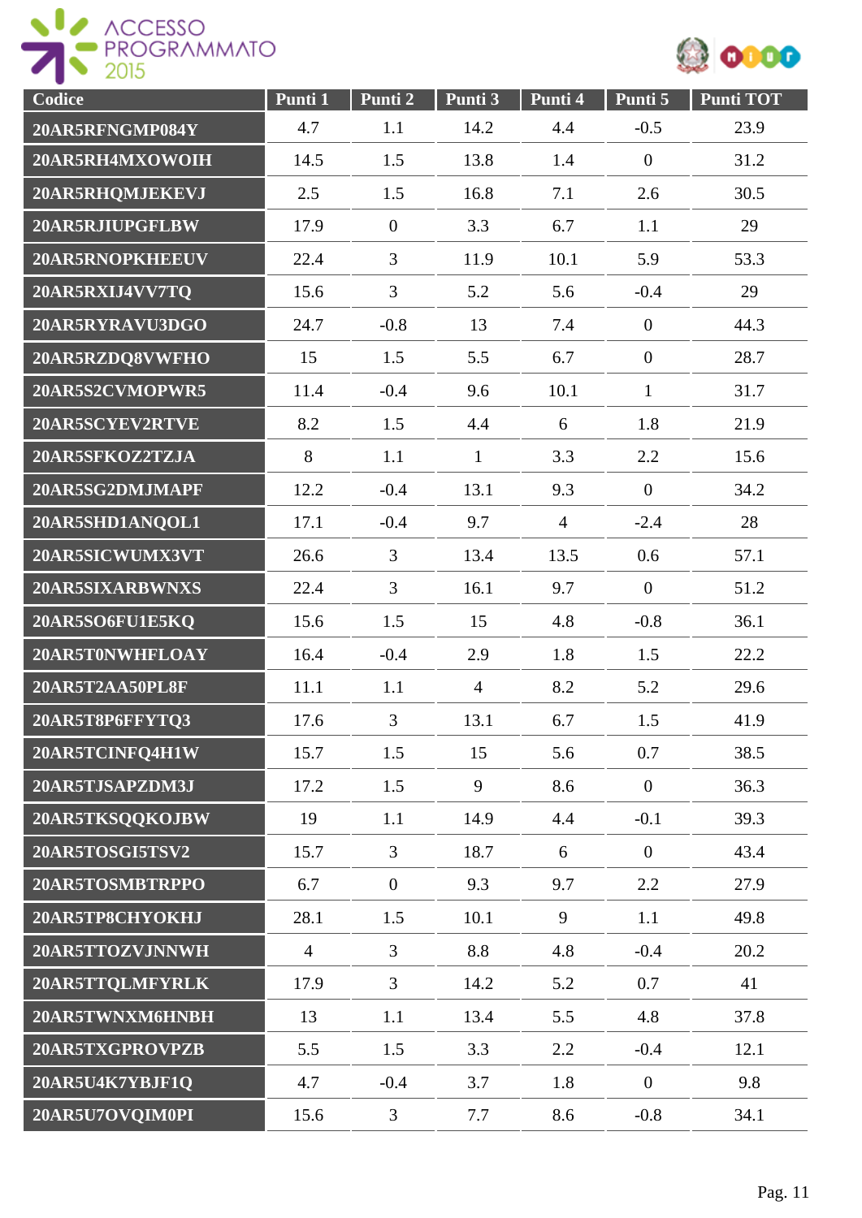| Codice | Punti 1 | Punti 2 | Punti 3 | Punti 4 | Punti 5 | Punti TOT |
|---|---|---|---|---|---|---|
| 20AR5RFNGMP084Y | 4.7 | 1.1 | 14.2 | 4.4 | -0.5 | 23.9 |
| 20AR5RH4MXOWOIH | 14.5 | 1.5 | 13.8 | 1.4 | 0 | 31.2 |
| 20AR5RHQMJEKEVJ | 2.5 | 1.5 | 16.8 | 7.1 | 2.6 | 30.5 |
| 20AR5RJIUPGFLBW | 17.9 | 0 | 3.3 | 6.7 | 1.1 | 29 |
| 20AR5RNOPKHEEUV | 22.4 | 3 | 11.9 | 10.1 | 5.9 | 53.3 |
| 20AR5RXIJ4VV7TQ | 15.6 | 3 | 5.2 | 5.6 | -0.4 | 29 |
| 20AR5RYRAVU3DGO | 24.7 | -0.8 | 13 | 7.4 | 0 | 44.3 |
| 20AR5RZDQ8VWFHO | 15 | 1.5 | 5.5 | 6.7 | 0 | 28.7 |
| 20AR5S2CVMOPWR5 | 11.4 | -0.4 | 9.6 | 10.1 | 1 | 31.7 |
| 20AR5SCYEV2RTVE | 8.2 | 1.5 | 4.4 | 6 | 1.8 | 21.9 |
| 20AR5SFKOZ2TZJA | 8 | 1.1 | 1 | 3.3 | 2.2 | 15.6 |
| 20AR5SG2DMJMAPF | 12.2 | -0.4 | 13.1 | 9.3 | 0 | 34.2 |
| 20AR5SHD1ANQOL1 | 17.1 | -0.4 | 9.7 | 4 | -2.4 | 28 |
| 20AR5SICWUMX3VT | 26.6 | 3 | 13.4 | 13.5 | 0.6 | 57.1 |
| 20AR5SIXARBWNXS | 22.4 | 3 | 16.1 | 9.7 | 0 | 51.2 |
| 20AR5SO6FU1E5KQ | 15.6 | 1.5 | 15 | 4.8 | -0.8 | 36.1 |
| 20AR5T0NWHFLOAY | 16.4 | -0.4 | 2.9 | 1.8 | 1.5 | 22.2 |
| 20AR5T2AA50PL8F | 11.1 | 1.1 | 4 | 8.2 | 5.2 | 29.6 |
| 20AR5T8P6FFYTQ3 | 17.6 | 3 | 13.1 | 6.7 | 1.5 | 41.9 |
| 20AR5TCINFQ4H1W | 15.7 | 1.5 | 15 | 5.6 | 0.7 | 38.5 |
| 20AR5TJSAPZDM3J | 17.2 | 1.5 | 9 | 8.6 | 0 | 36.3 |
| 20AR5TKSQQKOJBW | 19 | 1.1 | 14.9 | 4.4 | -0.1 | 39.3 |
| 20AR5TOSGI5TSV2 | 15.7 | 3 | 18.7 | 6 | 0 | 43.4 |
| 20AR5TOSMBTRPPO | 6.7 | 0 | 9.3 | 9.7 | 2.2 | 27.9 |
| 20AR5TP8CHYOKHJ | 28.1 | 1.5 | 10.1 | 9 | 1.1 | 49.8 |
| 20AR5TTOZVJNNWH | 4 | 3 | 8.8 | 4.8 | -0.4 | 20.2 |
| 20AR5TTQLMFYRLK | 17.9 | 3 | 14.2 | 5.2 | 0.7 | 41 |
| 20AR5TWNXM6HNBH | 13 | 1.1 | 13.4 | 5.5 | 4.8 | 37.8 |
| 20AR5TXGPROVPZB | 5.5 | 1.5 | 3.3 | 2.2 | -0.4 | 12.1 |
| 20AR5U4K7YBJF1Q | 4.7 | -0.4 | 3.7 | 1.8 | 0 | 9.8 |
| 20AR5U7OVQIM0PI | 15.6 | 3 | 7.7 | 8.6 | -0.8 | 34.1 |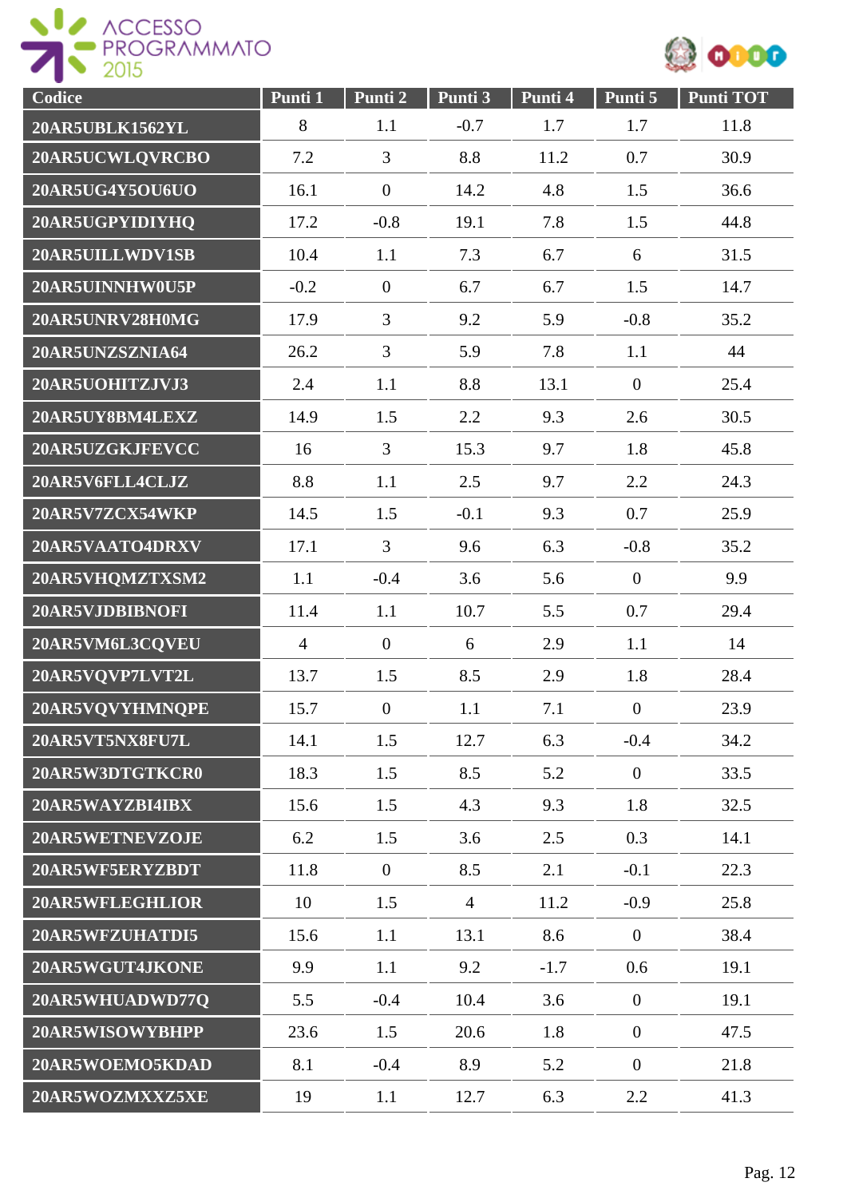| Codice | Punti 1 | Punti 2 | Punti 3 | Punti 4 | Punti 5 | Punti TOT |
|---|---|---|---|---|---|---|
| 20AR5UBLK1562YL | 8 | 1.1 | -0.7 | 1.7 | 1.7 | 11.8 |
| 20AR5UCWLQVRCBO | 7.2 | 3 | 8.8 | 11.2 | 0.7 | 30.9 |
| 20AR5UG4Y5OU6UO | 16.1 | 0 | 14.2 | 4.8 | 1.5 | 36.6 |
| 20AR5UGPYIDIYHQ | 17.2 | -0.8 | 19.1 | 7.8 | 1.5 | 44.8 |
| 20AR5UILLWDV1SB | 10.4 | 1.1 | 7.3 | 6.7 | 6 | 31.5 |
| 20AR5UINNHW0U5P | -0.2 | 0 | 6.7 | 6.7 | 1.5 | 14.7 |
| 20AR5UNRV28H0MG | 17.9 | 3 | 9.2 | 5.9 | -0.8 | 35.2 |
| 20AR5UNZSZNIA64 | 26.2 | 3 | 5.9 | 7.8 | 1.1 | 44 |
| 20AR5UOHITZJVJ3 | 2.4 | 1.1 | 8.8 | 13.1 | 0 | 25.4 |
| 20AR5UY8BM4LEXZ | 14.9 | 1.5 | 2.2 | 9.3 | 2.6 | 30.5 |
| 20AR5UZGKJFEVCC | 16 | 3 | 15.3 | 9.7 | 1.8 | 45.8 |
| 20AR5V6FLL4CLJZ | 8.8 | 1.1 | 2.5 | 9.7 | 2.2 | 24.3 |
| 20AR5V7ZCX54WKP | 14.5 | 1.5 | -0.1 | 9.3 | 0.7 | 25.9 |
| 20AR5VAATO4DRXV | 17.1 | 3 | 9.6 | 6.3 | -0.8 | 35.2 |
| 20AR5VHQMZTXSM2 | 1.1 | -0.4 | 3.6 | 5.6 | 0 | 9.9 |
| 20AR5VJDBIBNOFI | 11.4 | 1.1 | 10.7 | 5.5 | 0.7 | 29.4 |
| 20AR5VM6L3CQVEU | 4 | 0 | 6 | 2.9 | 1.1 | 14 |
| 20AR5VQVP7LVT2L | 13.7 | 1.5 | 8.5 | 2.9 | 1.8 | 28.4 |
| 20AR5VQVYHMNQPE | 15.7 | 0 | 1.1 | 7.1 | 0 | 23.9 |
| 20AR5VT5NX8FU7L | 14.1 | 1.5 | 12.7 | 6.3 | -0.4 | 34.2 |
| 20AR5W3DTGTKCR0 | 18.3 | 1.5 | 8.5 | 5.2 | 0 | 33.5 |
| 20AR5WAYZBI4IBX | 15.6 | 1.5 | 4.3 | 9.3 | 1.8 | 32.5 |
| 20AR5WETNEVZOJE | 6.2 | 1.5 | 3.6 | 2.5 | 0.3 | 14.1 |
| 20AR5WF5ERYZBDT | 11.8 | 0 | 8.5 | 2.1 | -0.1 | 22.3 |
| 20AR5WFLEGHLIOR | 10 | 1.5 | 4 | 11.2 | -0.9 | 25.8 |
| 20AR5WFZUHATDI5 | 15.6 | 1.1 | 13.1 | 8.6 | 0 | 38.4 |
| 20AR5WGUT4JKONE | 9.9 | 1.1 | 9.2 | -1.7 | 0.6 | 19.1 |
| 20AR5WHUADWD77Q | 5.5 | -0.4 | 10.4 | 3.6 | 0 | 19.1 |
| 20AR5WISOWYBHPP | 23.6 | 1.5 | 20.6 | 1.8 | 0 | 47.5 |
| 20AR5WOEMO5KDAD | 8.1 | -0.4 | 8.9 | 5.2 | 0 | 21.8 |
| 20AR5WOZMXXZ5XE | 19 | 1.1 | 12.7 | 6.3 | 2.2 | 41.3 |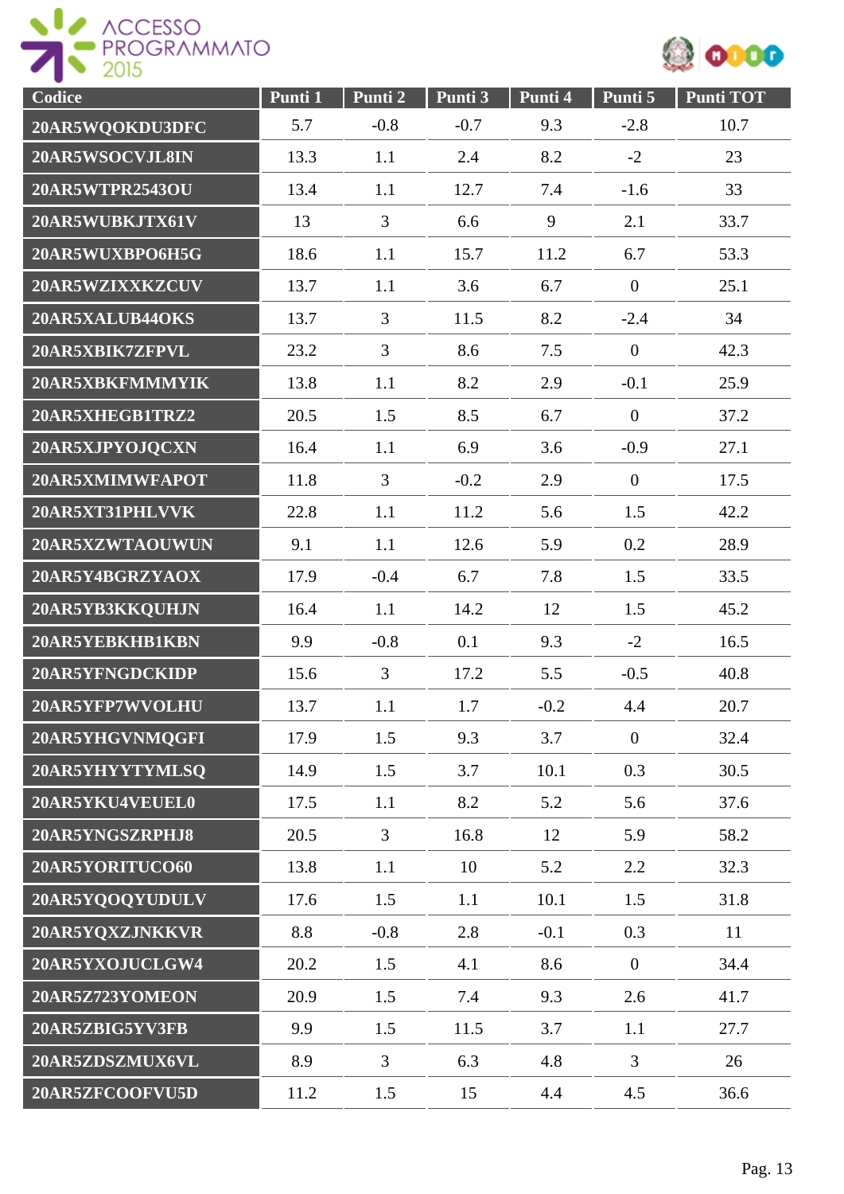| Codice | Punti 1 | Punti 2 | Punti 3 | Punti 4 | Punti 5 | Punti TOT |
|---|---|---|---|---|---|---|
| 20AR5WQOKDU3DFC | 5.7 | -0.8 | -0.7 | 9.3 | -2.8 | 10.7 |
| 20AR5WSOCVJL8IN | 13.3 | 1.1 | 2.4 | 8.2 | -2 | 23 |
| 20AR5WTPR2543OU | 13.4 | 1.1 | 12.7 | 7.4 | -1.6 | 33 |
| 20AR5WUBKJTX61V | 13 | 3 | 6.6 | 9 | 2.1 | 33.7 |
| 20AR5WUXBPO6H5G | 18.6 | 1.1 | 15.7 | 11.2 | 6.7 | 53.3 |
| 20AR5WZIXXKZCUV | 13.7 | 1.1 | 3.6 | 6.7 | 0 | 25.1 |
| 20AR5XALUB44OKS | 13.7 | 3 | 11.5 | 8.2 | -2.4 | 34 |
| 20AR5XBIK7ZFPVL | 23.2 | 3 | 8.6 | 7.5 | 0 | 42.3 |
| 20AR5XBKFMMMYIK | 13.8 | 1.1 | 8.2 | 2.9 | -0.1 | 25.9 |
| 20AR5XHEGB1TRZ2 | 20.5 | 1.5 | 8.5 | 6.7 | 0 | 37.2 |
| 20AR5XJPYOJQCXN | 16.4 | 1.1 | 6.9 | 3.6 | -0.9 | 27.1 |
| 20AR5XMIMWFAPOT | 11.8 | 3 | -0.2 | 2.9 | 0 | 17.5 |
| 20AR5XT31PHLVVK | 22.8 | 1.1 | 11.2 | 5.6 | 1.5 | 42.2 |
| 20AR5XZWTAOUWUN | 9.1 | 1.1 | 12.6 | 5.9 | 0.2 | 28.9 |
| 20AR5Y4BGRZYAOX | 17.9 | -0.4 | 6.7 | 7.8 | 1.5 | 33.5 |
| 20AR5YB3KKQUHJN | 16.4 | 1.1 | 14.2 | 12 | 1.5 | 45.2 |
| 20AR5YEBKHB1KBN | 9.9 | -0.8 | 0.1 | 9.3 | -2 | 16.5 |
| 20AR5YFNGDCKIDP | 15.6 | 3 | 17.2 | 5.5 | -0.5 | 40.8 |
| 20AR5YFP7WVOLHU | 13.7 | 1.1 | 1.7 | -0.2 | 4.4 | 20.7 |
| 20AR5YHGVNMQGFI | 17.9 | 1.5 | 9.3 | 3.7 | 0 | 32.4 |
| 20AR5YHYYTYMLSQ | 14.9 | 1.5 | 3.7 | 10.1 | 0.3 | 30.5 |
| 20AR5YKU4VEUEL0 | 17.5 | 1.1 | 8.2 | 5.2 | 5.6 | 37.6 |
| 20AR5YNGSZRPHJ8 | 20.5 | 3 | 16.8 | 12 | 5.9 | 58.2 |
| 20AR5YORITUCO60 | 13.8 | 1.1 | 10 | 5.2 | 2.2 | 32.3 |
| 20AR5YQOQYUDULV | 17.6 | 1.5 | 1.1 | 10.1 | 1.5 | 31.8 |
| 20AR5YQXZJNKKVR | 8.8 | -0.8 | 2.8 | -0.1 | 0.3 | 11 |
| 20AR5YXOJUCLGW4 | 20.2 | 1.5 | 4.1 | 8.6 | 0 | 34.4 |
| 20AR5Z723YOMEON | 20.9 | 1.5 | 7.4 | 9.3 | 2.6 | 41.7 |
| 20AR5ZBIG5YV3FB | 9.9 | 1.5 | 11.5 | 3.7 | 1.1 | 27.7 |
| 20AR5ZDSZMUX6VL | 8.9 | 3 | 6.3 | 4.8 | 3 | 26 |
| 20AR5ZFCOOFVU5D | 11.2 | 1.5 | 15 | 4.4 | 4.5 | 36.6 |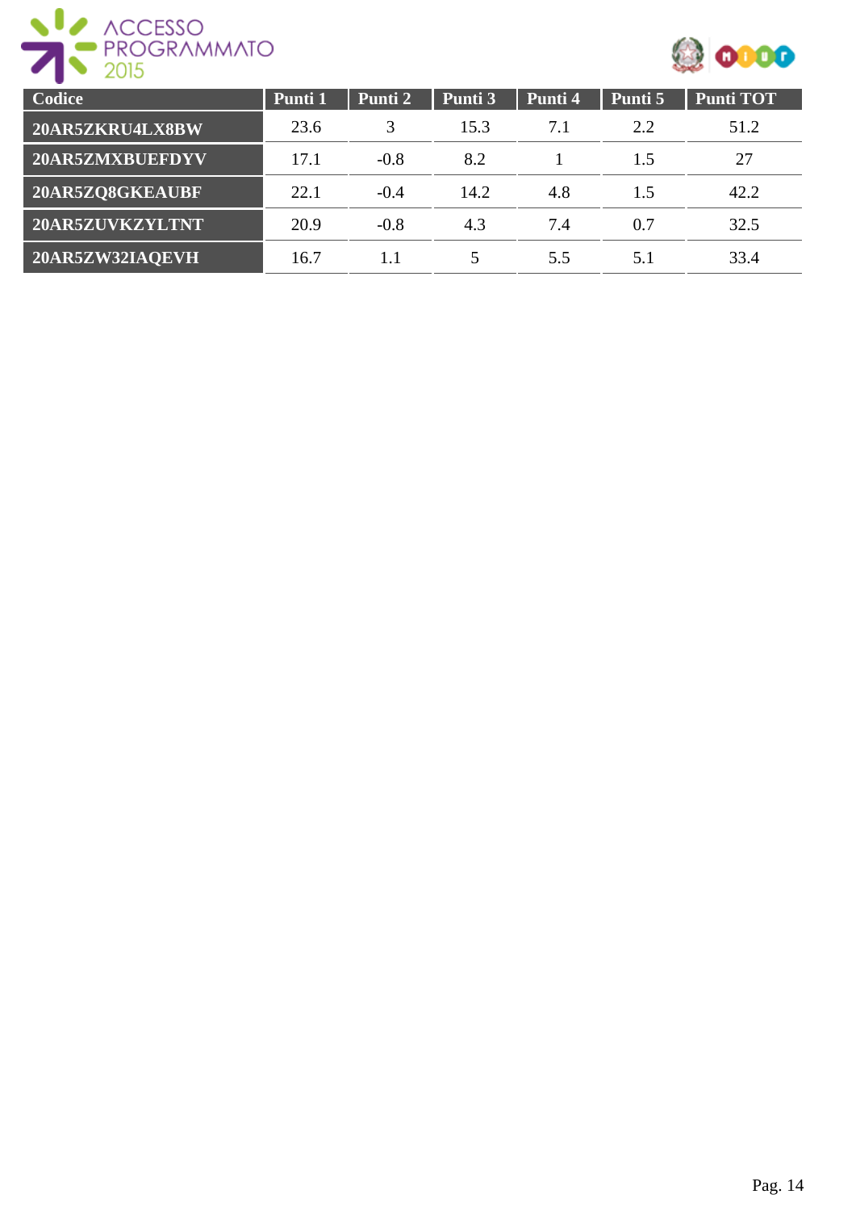| Codice | Punti 1 | Punti 2 | Punti 3 | Punti 4 | Punti 5 | Punti TOT |
|---|---|---|---|---|---|---|
| 20AR5ZKRU4LX8BW | 23.6 | 3 | 15.3 | 7.1 | 2.2 | 51.2 |
| 20AR5ZMXBUEFDYV | 17.1 | -0.8 | 8.2 | 1 | 1.5 | 27 |
| 20AR5ZQ8GKEAUBF | 22.1 | -0.4 | 14.2 | 4.8 | 1.5 | 42.2 |
| 20AR5ZUVKZYLTNT | 20.9 | -0.8 | 4.3 | 7.4 | 0.7 | 32.5 |
| 20AR5ZW32IAQEVH | 16.7 | 1.1 | 5 | 5.5 | 5.1 | 33.4 |